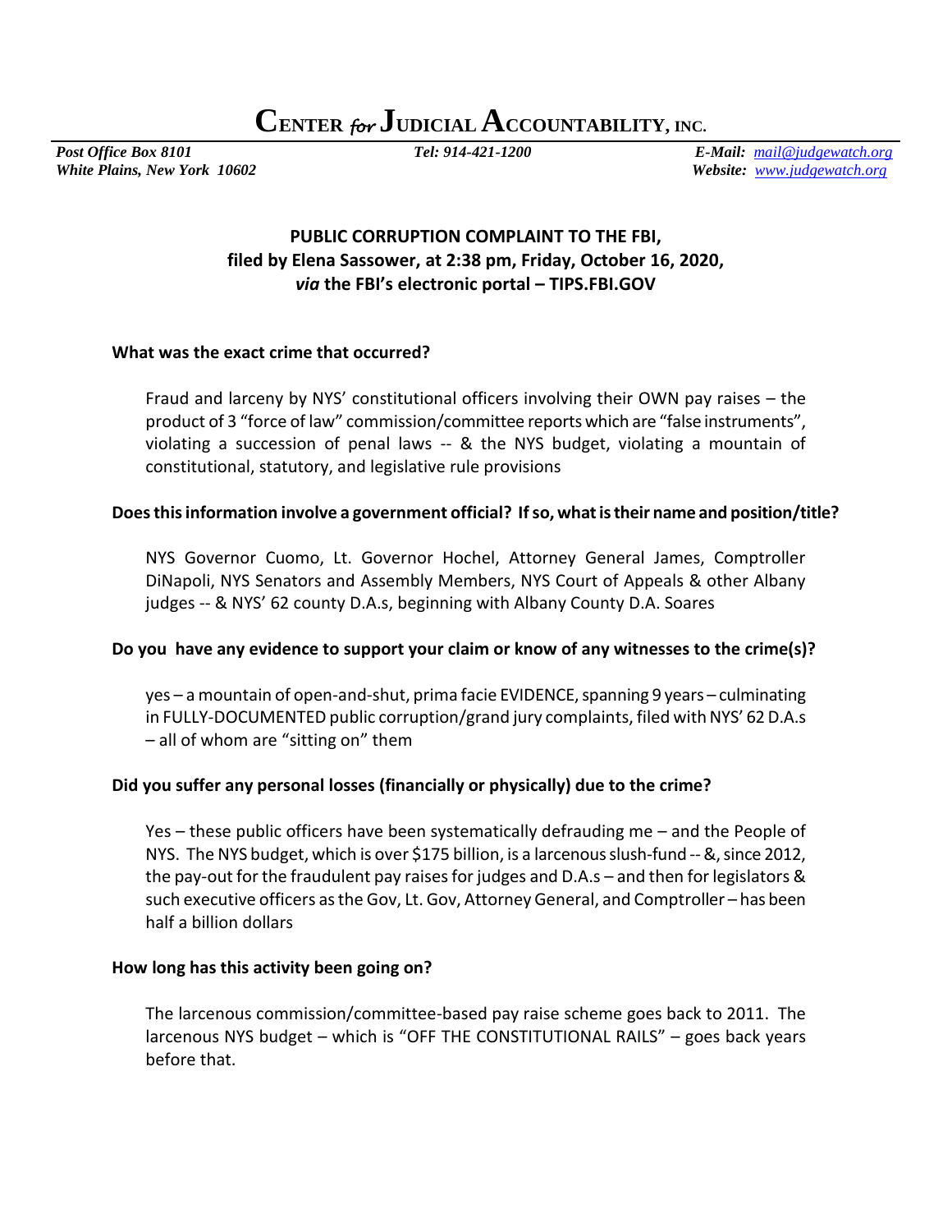# CENTER *for* JUDICIAL ACCOUNTABILITY, INC.

*Post Office Box 8101* *Tel: 914-421-1200* ***E-Mail:*** *mail@judgewatch.org*
*White Plains, New York 10602* ***Website:*** *www.judgewatch.org*

**PUBLIC CORRUPTION COMPLAINT TO THE FBI,**
**filed by Elena Sassower, at 2:38 pm, Friday, October 16, 2020,**
***via* the FBI's electronic portal – TIPS.FBI.GOV**

**What was the exact crime that occurred?**

Fraud and larceny by NYS' constitutional officers involving their OWN pay raises – the product of 3 "force of law" commission/committee reports which are "false instruments", violating a succession of penal laws -- & the NYS budget, violating a mountain of constitutional, statutory, and legislative rule provisions

**Does this information involve a government official? If so, what is their name and position/title?**

NYS Governor Cuomo, Lt. Governor Hochel, Attorney General James, Comptroller DiNapoli, NYS Senators and Assembly Members, NYS Court of Appeals & other Albany judges -- & NYS' 62 county D.A.s, beginning with Albany County D.A. Soares

**Do you have any evidence to support your claim or know of any witnesses to the crime(s)?**

yes – a mountain of open-and-shut, prima facie EVIDENCE, spanning 9 years – culminating in FULLY-DOCUMENTED public corruption/grand jury complaints, filed with NYS' 62 D.A.s – all of whom are "sitting on" them

**Did you suffer any personal losses (financially or physically) due to the crime?**

Yes – these public officers have been systematically defrauding me – and the People of NYS. The NYS budget, which is over $175 billion, is a larcenous slush-fund -- &, since 2012, the pay-out for the fraudulent pay raises for judges and D.A.s – and then for legislators & such executive officers as the Gov, Lt. Gov, Attorney General, and Comptroller – has been half a billion dollars

**How long has this activity been going on?**

The larcenous commission/committee-based pay raise scheme goes back to 2011. The larcenous NYS budget – which is "OFF THE CONSTITUTIONAL RAILS" – goes back years before that.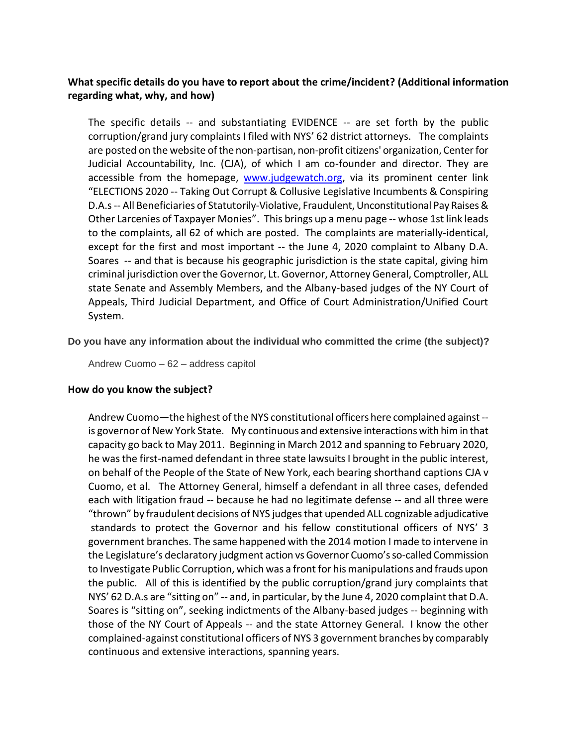**What specific details do you have to report about the crime/incident? (Additional information regarding what, why, and how)**

The specific details -- and substantiating EVIDENCE -- are set forth by the public corruption/grand jury complaints I filed with NYS' 62 district attorneys. The complaints are posted on the website of the non-partisan, non-profit citizens' organization, Center for Judicial Accountability, Inc. (CJA), of which I am co-founder and director. They are accessible from the homepage, [www.judgewatch.org](http://www.judgewatch.org), via its prominent center link "ELECTIONS 2020 -- Taking Out Corrupt & Collusive Legislative Incumbents & Conspiring D.A.s -- All Beneficiaries of Statutorily-Violative, Fraudulent, Unconstitutional Pay Raises & Other Larcenies of Taxpayer Monies". This brings up a menu page -- whose 1st link leads to the complaints, all 62 of which are posted. The complaints are materially-identical, except for the first and most important -- the June 4, 2020 complaint to Albany D.A. Soares -- and that is because his geographic jurisdiction is the state capital, giving him criminal jurisdiction over the Governor, Lt. Governor, Attorney General, Comptroller, ALL state Senate and Assembly Members, and the Albany-based judges of the NY Court of Appeals, Third Judicial Department, and Office of Court Administration/Unified Court System.

**Do you have any information about the individual who committed the crime (the subject)?**

Andrew Cuomo – 62 – address capitol

**How do you know the subject?**

Andrew Cuomo—the highest of the NYS constitutional officers here complained against -- is governor of New York State. My continuous and extensive interactions with him in that capacity go back to May 2011. Beginning in March 2012 and spanning to February 2020, he was the first-named defendant in three state lawsuits I brought in the public interest, on behalf of the People of the State of New York, each bearing shorthand captions CJA v Cuomo, et al. The Attorney General, himself a defendant in all three cases, defended each with litigation fraud -- because he had no legitimate defense -- and all three were "thrown" by fraudulent decisions of NYS judges that upended ALL cognizable adjudicative standards to protect the Governor and his fellow constitutional officers of NYS' 3 government branches. The same happened with the 2014 motion I made to intervene in the Legislature's declaratory judgment action vs Governor Cuomo's so-called Commission to Investigate Public Corruption, which was a front for his manipulations and frauds upon the public. All of this is identified by the public corruption/grand jury complaints that NYS' 62 D.A.s are "sitting on" -- and, in particular, by the June 4, 2020 complaint that D.A. Soares is "sitting on", seeking indictments of the Albany-based judges -- beginning with those of the NY Court of Appeals -- and the state Attorney General. I know the other complained-against constitutional officers of NYS 3 government branches by comparably continuous and extensive interactions, spanning years.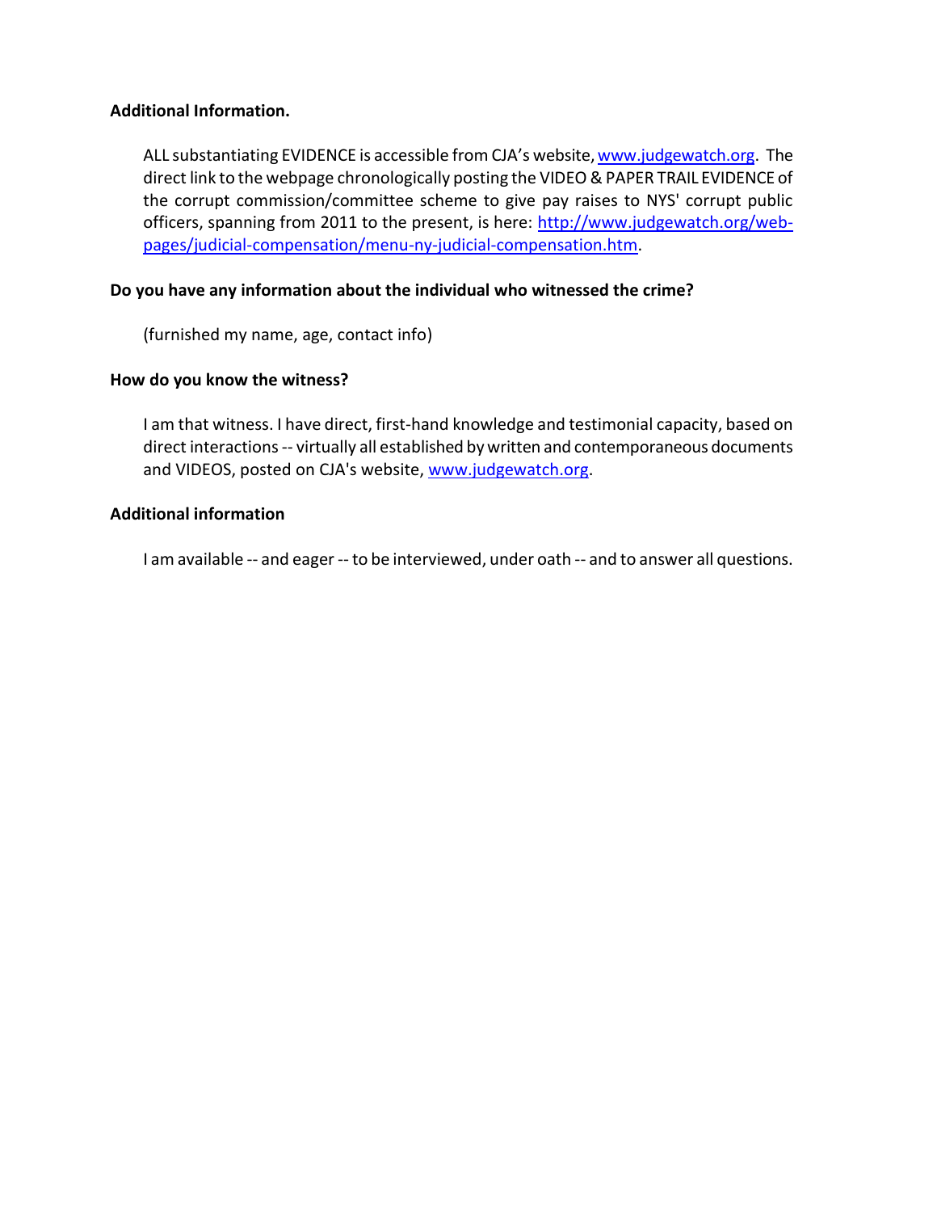**Additional Information.**

ALL substantiating EVIDENCE is accessible from CJA's website, www.judgewatch.org. The direct link to the webpage chronologically posting the VIDEO & PAPER TRAIL EVIDENCE of the corrupt commission/committee scheme to give pay raises to NYS' corrupt public officers, spanning from 2011 to the present, is here: http://www.judgewatch.org/web-pages/judicial-compensation/menu-ny-judicial-compensation.htm.

**Do you have any information about the individual who witnessed the crime?**

(furnished my name, age, contact info)

**How do you know the witness?**

I am that witness. I have direct, first-hand knowledge and testimonial capacity, based on direct interactions -- virtually all established by written and contemporaneous documents and VIDEOS, posted on CJA's website, www.judgewatch.org.

**Additional information**

I am available -- and eager -- to be interviewed, under oath -- and to answer all questions.